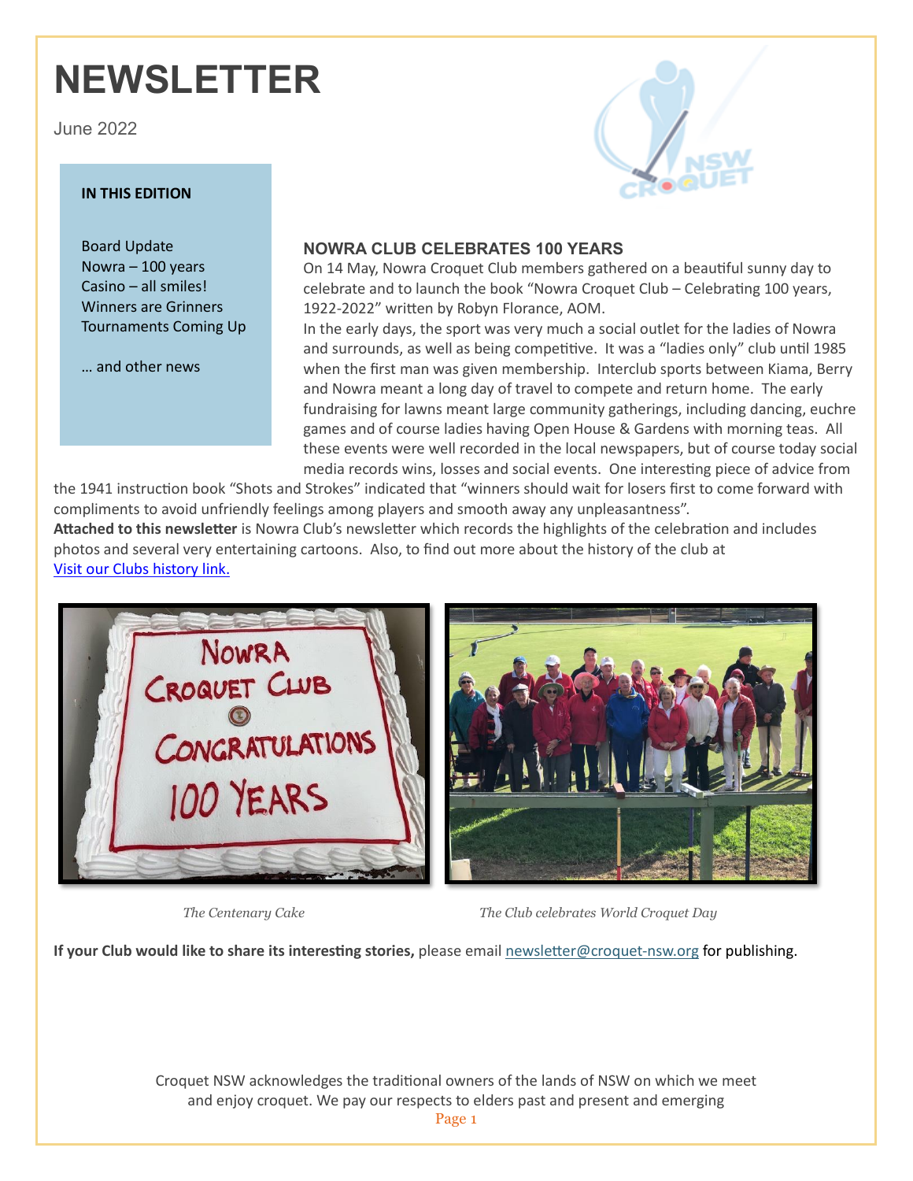# NEWSLETTER

June 2022

**IN THIS EDITION**

Board Update
Nowra – 100 years
Casino – all smiles!
Winners are Grinners
Tournaments Coming Up

… and other news

## NOWRA CLUB CELEBRATES 100 YEARS

On 14 May, Nowra Croquet Club members gathered on a beautiful sunny day to celebrate and to launch the book "Nowra Croquet Club – Celebrating 100 years, 1922-2022" written by Robyn Florance, AOM.

In the early days, the sport was very much a social outlet for the ladies of Nowra and surrounds, as well as being competitive. It was a "ladies only" club until 1985 when the first man was given membership. Interclub sports between Kiama, Berry and Nowra meant a long day of travel to compete and return home. The early fundraising for lawns meant large community gatherings, including dancing, euchre games and of course ladies having Open House & Gardens with morning teas. All these events were well recorded in the local newspapers, but of course today social media records wins, losses and social events. One interesting piece of advice from the 1941 instruction book "Shots and Strokes" indicated that "winners should wait for losers first to come forward with compliments to avoid unfriendly feelings among players and smooth away any unpleasantness".

**Attached to this newsletter** is Nowra Club's newsletter which records the highlights of the celebration and includes photos and several very entertaining cartoons. Also, to find out more about the history of the club at

[Visit our Clubs history link.]

*The Centenary Cake*

*The Club celebrates World Croquet Day*

**If your Club would like to share its interesting stories,** please email newsletter@croquet-nsw.org for publishing.

Croquet NSW acknowledges the traditional owners of the lands of NSW on which we meet and enjoy croquet. We pay our respects to elders past and present and emerging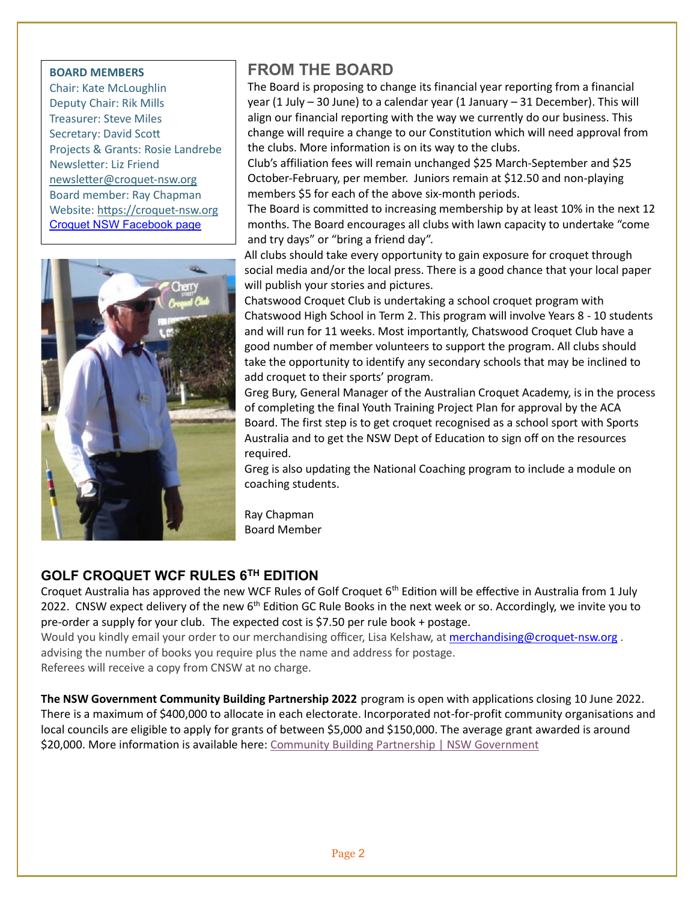**BOARD MEMBERS**

Chair: Kate McLoughlin
Deputy Chair: Rik Mills
Treasurer: Steve Miles
Secretary: David Scott
Projects & Grants: Rosie Landrebe
Newsletter: Liz Friend
newsletter@croquet-nsw.org
Board member: Ray Chapman
Website: https://croquet-nsw.org
Croquet NSW Facebook page

## FROM THE BOARD

The Board is proposing to change its financial year reporting from a financial year (1 July – 30 June) to a calendar year (1 January – 31 December). This will align our financial reporting with the way we currently do our business. This change will require a change to our Constitution which will need approval from the clubs. More information is on its way to the clubs.

Club's affiliation fees will remain unchanged $25 March-September and $25 October-February, per member. Juniors remain at $12.50 and non-playing members $5 for each of the above six-month periods.

The Board is committed to increasing membership by at least 10% in the next 12 months. The Board encourages all clubs with lawn capacity to undertake "come and try days" or "bring a friend day".

All clubs should take every opportunity to gain exposure for croquet through social media and/or the local press. There is a good chance that your local paper will publish your stories and pictures.

Chatswood Croquet Club is undertaking a school croquet program with Chatswood High School in Term 2. This program will involve Years 8 - 10 students and will run for 11 weeks. Most importantly, Chatswood Croquet Club have a good number of member volunteers to support the program. All clubs should take the opportunity to identify any secondary schools that may be inclined to add croquet to their sports' program.

Greg Bury, General Manager of the Australian Croquet Academy, is in the process of completing the final Youth Training Project Plan for approval by the ACA Board. The first step is to get croquet recognised as a school sport with Sports Australia and to get the NSW Dept of Education to sign off on the resources required.

Greg is also updating the National Coaching program to include a module on coaching students.

Ray Chapman
Board Member

## GOLF CROQUET WCF RULES 6TH EDITION

Croquet Australia has approved the new WCF Rules of Golf Croquet 6th Edition will be effective in Australia from 1 July 2022. CNSW expect delivery of the new 6th Edition GC Rule Books in the next week or so. Accordingly, we invite you to pre-order a supply for your club. The expected cost is $7.50 per rule book + postage.

Would you kindly email your order to our merchandising officer, Lisa Kelshaw, at merchandising@croquet-nsw.org . advising the number of books you require plus the name and address for postage.

Referees will receive a copy from CNSW at no charge.

**The NSW Government Community Building Partnership 2022** program is open with applications closing 10 June 2022. There is a maximum of $400,000 to allocate in each electorate. Incorporated not-for-profit community organisations and local councils are eligible to apply for grants of between $5,000 and $150,000. The average grant awarded is around $20,000. More information is available here: Community Building Partnership | NSW Government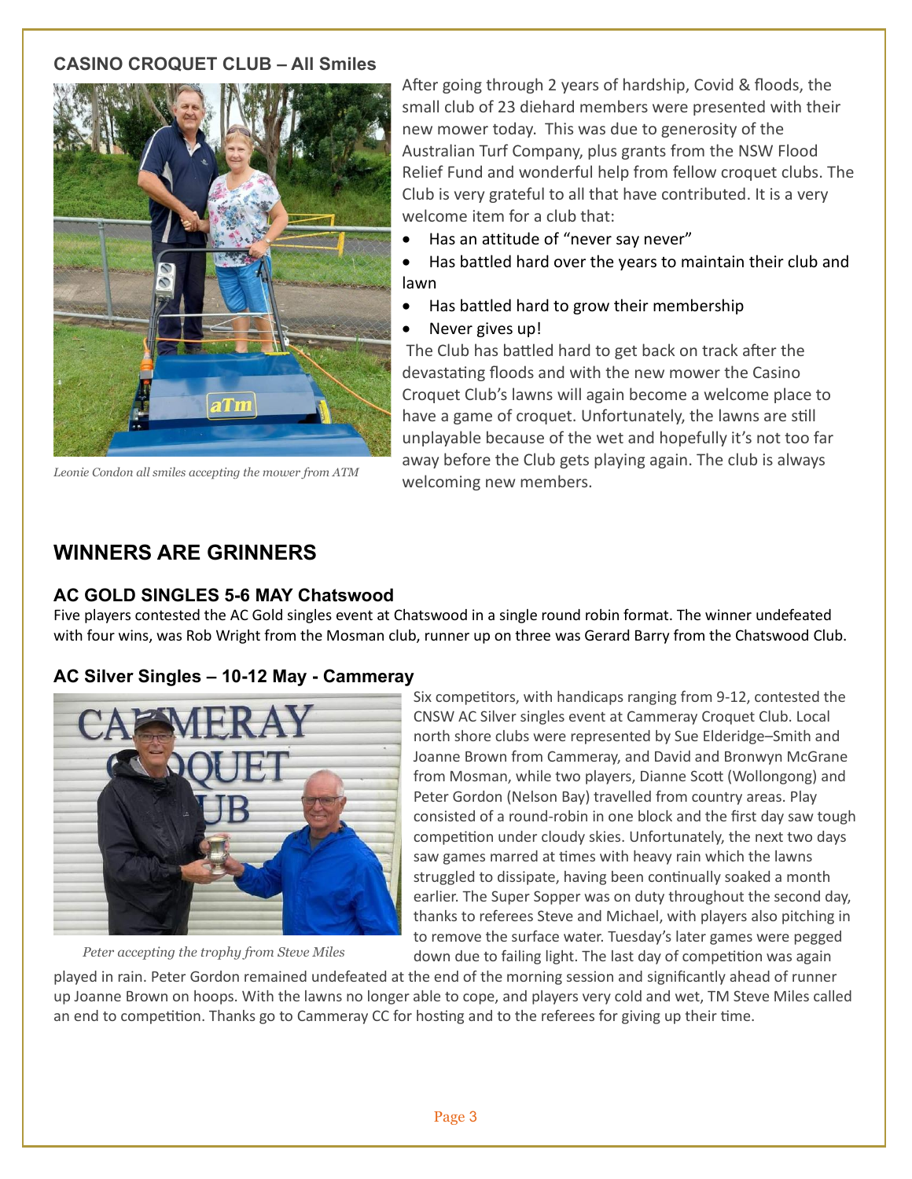## CASINO CROQUET CLUB – All Smiles

*Leonie Condon all smiles accepting the mower from ATM*

After going through 2 years of hardship, Covid & floods, the small club of 23 diehard members were presented with their new mower today. This was due to generosity of the Australian Turf Company, plus grants from the NSW Flood Relief Fund and wonderful help from fellow croquet clubs. The Club is very grateful to all that have contributed. It is a very welcome item for a club that:

- Has an attitude of "never say never"
- Has battled hard over the years to maintain their club and lawn
- Has battled hard to grow their membership
- Never gives up!

The Club has battled hard to get back on track after the devastating floods and with the new mower the Casino Croquet Club's lawns will again become a welcome place to have a game of croquet. Unfortunately, the lawns are still unplayable because of the wet and hopefully it's not too far away before the Club gets playing again. The club is always welcoming new members.

# WINNERS ARE GRINNERS

### AC GOLD SINGLES 5-6 MAY Chatswood

Five players contested the AC Gold singles event at Chatswood in a single round robin format. The winner undefeated with four wins, was Rob Wright from the Mosman club, runner up on three was Gerard Barry from the Chatswood Club.

### AC Silver Singles – 10-12 May - Cammeray

*Peter accepting the trophy from Steve Miles*

Six competitors, with handicaps ranging from 9-12, contested the CNSW AC Silver singles event at Cammeray Croquet Club. Local north shore clubs were represented by Sue Elderidge–Smith and Joanne Brown from Cammeray, and David and Bronwyn McGrane from Mosman, while two players, Dianne Scott (Wollongong) and Peter Gordon (Nelson Bay) travelled from country areas. Play consisted of a round-robin in one block and the first day saw tough competition under cloudy skies. Unfortunately, the next two days saw games marred at times with heavy rain which the lawns struggled to dissipate, having been continually soaked a month earlier. The Super Sopper was on duty throughout the second day, thanks to referees Steve and Michael, with players also pitching in to remove the surface water. Tuesday's later games were pegged down due to failing light. The last day of competition was again played in rain. Peter Gordon remained undefeated at the end of the morning session and significantly ahead of runner up Joanne Brown on hoops. With the lawns no longer able to cope, and players very cold and wet, TM Steve Miles called an end to competition. Thanks go to Cammeray CC for hosting and to the referees for giving up their time.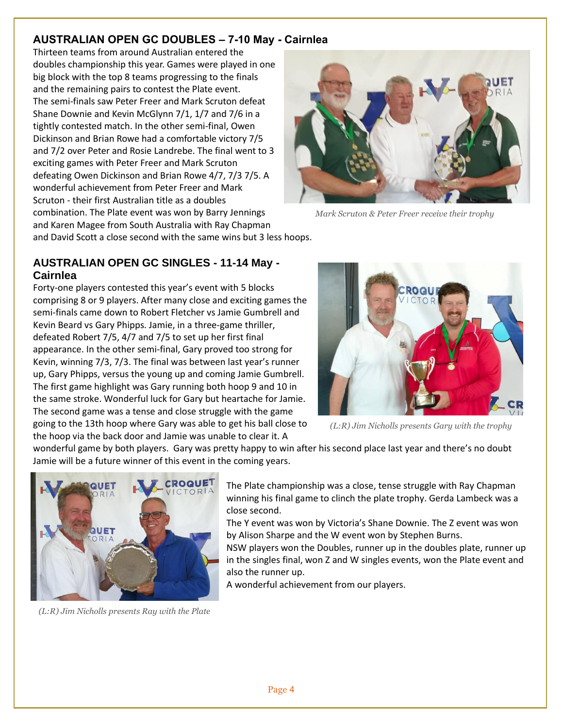## AUSTRALIAN OPEN GC DOUBLES – 7-10 May - Cairnlea

Thirteen teams from around Australian entered the doubles championship this year. Games were played in one big block with the top 8 teams progressing to the finals and the remaining pairs to contest the Plate event. The semi-finals saw Peter Freer and Mark Scruton defeat Shane Downie and Kevin McGlynn 7/1, 1/7 and 7/6 in a tightly contested match. In the other semi-final, Owen Dickinson and Brian Rowe had a comfortable victory 7/5 and 7/2 over Peter and Rosie Landrebe. The final went to 3 exciting games with Peter Freer and Mark Scruton defeating Owen Dickinson and Brian Rowe 4/7, 7/3 7/5. A wonderful achievement from Peter Freer and Mark Scruton - their first Australian title as a doubles combination. The Plate event was won by Barry Jennings and Karen Magee from South Australia with Ray Chapman and David Scott a close second with the same wins but 3 less hoops.

*Mark Scruton & Peter Freer receive their trophy*

## AUSTRALIAN OPEN GC SINGLES - 11-14 May - Cairnlea

Forty-one players contested this year's event with 5 blocks comprising 8 or 9 players. After many close and exciting games the semi-finals came down to Robert Fletcher vs Jamie Gumbrell and Kevin Beard vs Gary Phipps. Jamie, in a three-game thriller, defeated Robert 7/5, 4/7 and 7/5 to set up her first final appearance. In the other semi-final, Gary proved too strong for Kevin, winning 7/3, 7/3. The final was between last year's runner up, Gary Phipps, versus the young up and coming Jamie Gumbrell. The first game highlight was Gary running both hoop 9 and 10 in the same stroke. Wonderful luck for Gary but heartache for Jamie. The second game was a tense and close struggle with the game going to the 13th hoop where Gary was able to get his ball close to the hoop via the back door and Jamie was unable to clear it. A wonderful game by both players. Gary was pretty happy to win after his second place last year and there's no doubt Jamie will be a future winner of this event in the coming years.

*(L:R) Jim Nicholls presents Gary with the trophy*

The Plate championship was a close, tense struggle with Ray Chapman winning his final game to clinch the plate trophy. Gerda Lambeck was a close second.

The Y event was won by Victoria's Shane Downie. The Z event was won by Alison Sharpe and the W event won by Stephen Burns.

NSW players won the Doubles, runner up in the doubles plate, runner up in the singles final, won Z and W singles events, won the Plate event and also the runner up.

A wonderful achievement from our players.

*(L:R) Jim Nicholls presents Ray with the Plate*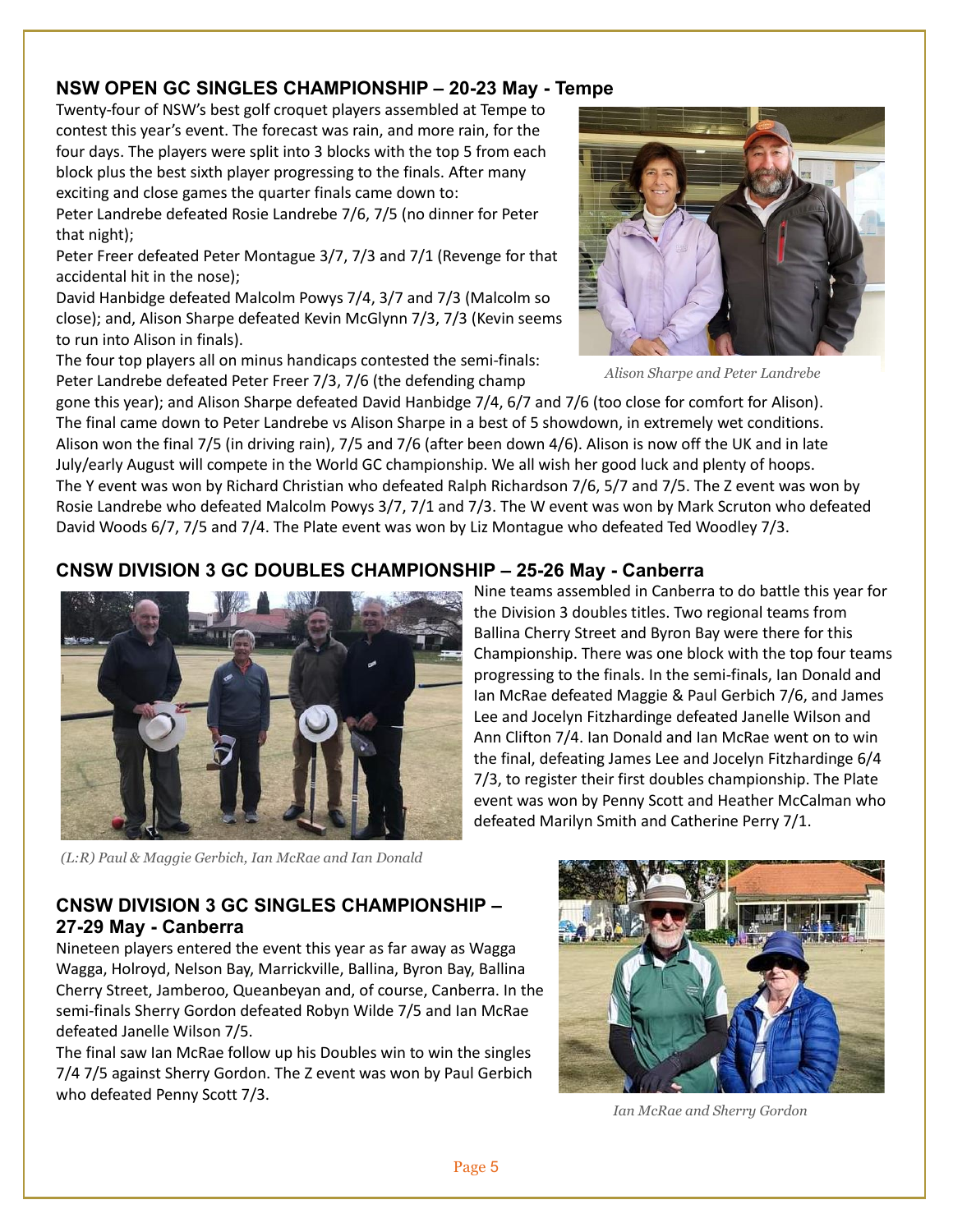## NSW OPEN GC SINGLES CHAMPIONSHIP – 20-23 May - Tempe

Twenty-four of NSW's best golf croquet players assembled at Tempe to contest this year's event. The forecast was rain, and more rain, for the four days. The players were split into 3 blocks with the top 5 from each block plus the best sixth player progressing to the finals. After many exciting and close games the quarter finals came down to:

Peter Landrebe defeated Rosie Landrebe 7/6, 7/5 (no dinner for Peter that night);

Peter Freer defeated Peter Montague 3/7, 7/3 and 7/1 (Revenge for that accidental hit in the nose);

David Hanbidge defeated Malcolm Powys 7/4, 3/7 and 7/3 (Malcolm so close); and, Alison Sharpe defeated Kevin McGlynn 7/3, 7/3 (Kevin seems to run into Alison in finals).

The four top players all on minus handicaps contested the semi-finals: Peter Landrebe defeated Peter Freer 7/3, 7/6 (the defending champ gone this year); and Alison Sharpe defeated David Hanbidge 7/4, 6/7 and 7/6 (too close for comfort for Alison). The final came down to Peter Landrebe vs Alison Sharpe in a best of 5 showdown, in extremely wet conditions. Alison won the final 7/5 (in driving rain), 7/5 and 7/6 (after been down 4/6). Alison is now off the UK and in late July/early August will compete in the World GC championship. We all wish her good luck and plenty of hoops.

The Y event was won by Richard Christian who defeated Ralph Richardson 7/6, 5/7 and 7/5. The Z event was won by Rosie Landrebe who defeated Malcolm Powys 3/7, 7/1 and 7/3. The W event was won by Mark Scruton who defeated David Woods 6/7, 7/5 and 7/4. The Plate event was won by Liz Montague who defeated Ted Woodley 7/3.

*Alison Sharpe and Peter Landrebe*

## CNSW DIVISION 3 GC DOUBLES CHAMPIONSHIP – 25-26 May - Canberra

Nine teams assembled in Canberra to do battle this year for the Division 3 doubles titles. Two regional teams from Ballina Cherry Street and Byron Bay were there for this Championship. There was one block with the top four teams progressing to the finals. In the semi-finals, Ian Donald and Ian McRae defeated Maggie & Paul Gerbich 7/6, and James Lee and Jocelyn Fitzhardinge defeated Janelle Wilson and Ann Clifton 7/4. Ian Donald and Ian McRae went on to win the final, defeating James Lee and Jocelyn Fitzhardinge 6/4 7/3, to register their first doubles championship. The Plate event was won by Penny Scott and Heather McCalman who defeated Marilyn Smith and Catherine Perry 7/1.

*(L:R) Paul & Maggie Gerbich, Ian McRae and Ian Donald*

## CNSW DIVISION 3 GC SINGLES CHAMPIONSHIP – 27-29 May - Canberra

Nineteen players entered the event this year as far away as Wagga Wagga, Holroyd, Nelson Bay, Marrickville, Ballina, Byron Bay, Ballina Cherry Street, Jamberoo, Queanbeyan and, of course, Canberra. In the semi-finals Sherry Gordon defeated Robyn Wilde 7/5 and Ian McRae defeated Janelle Wilson 7/5.

The final saw Ian McRae follow up his Doubles win to win the singles 7/4 7/5 against Sherry Gordon. The Z event was won by Paul Gerbich who defeated Penny Scott 7/3.

*Ian McRae and Sherry Gordon*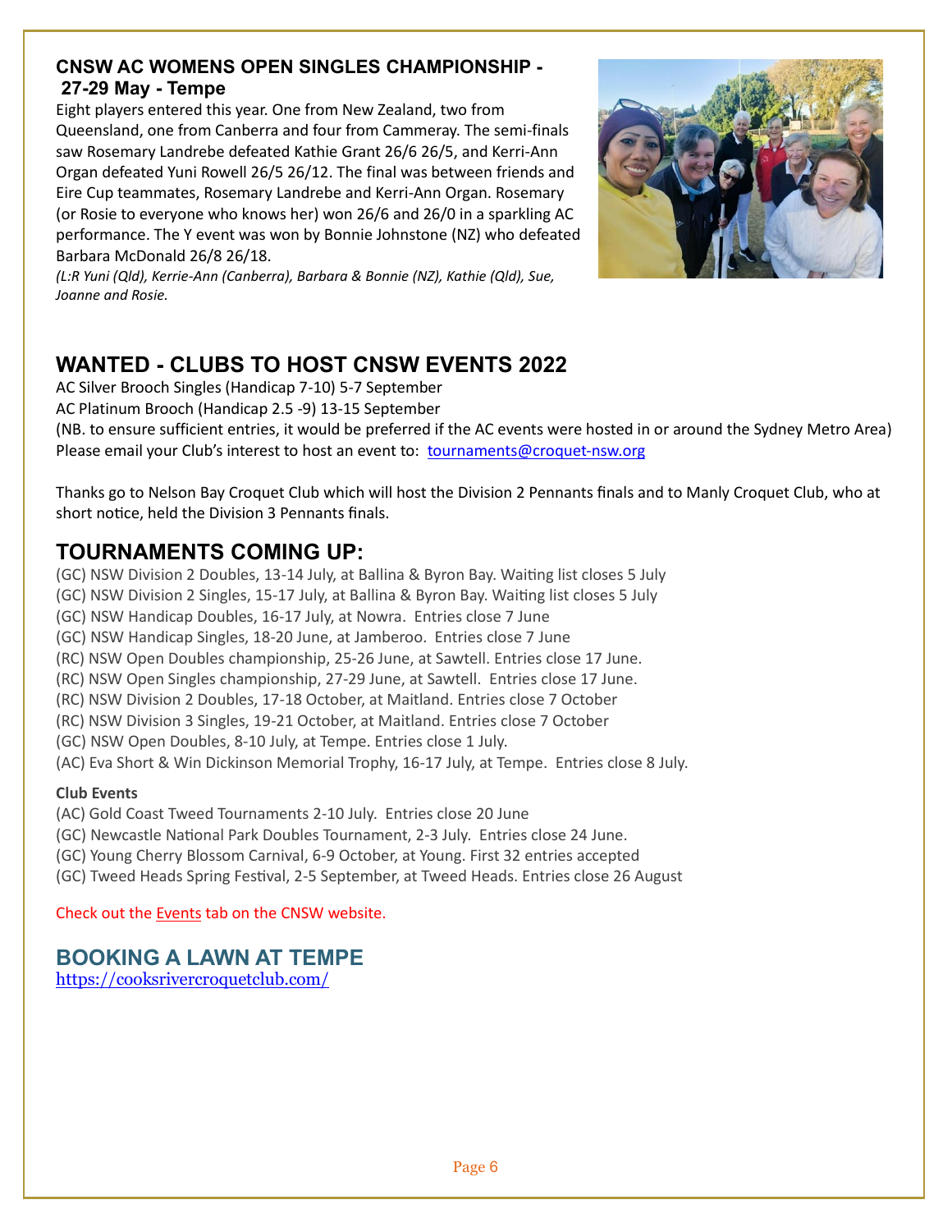### CNSW AC WOMENS OPEN SINGLES CHAMPIONSHIP - 27-29 May - Tempe

Eight players entered this year. One from New Zealand, two from Queensland, one from Canberra and four from Cammeray. The semi-finals saw Rosemary Landrebe defeated Kathie Grant 26/6 26/5, and Kerri-Ann Organ defeated Yuni Rowell 26/5 26/12. The final was between friends and Eire Cup teammates, Rosemary Landrebe and Kerri-Ann Organ. Rosemary (or Rosie to everyone who knows her) won 26/6 and 26/0 in a sparkling AC performance. The Y event was won by Bonnie Johnstone (NZ) who defeated Barbara McDonald 26/8 26/18.

*(L:R Yuni (Qld), Kerrie-Ann (Canberra), Barbara & Bonnie (NZ), Kathie (Qld), Sue, Joanne and Rosie.*

## WANTED - CLUBS TO HOST CNSW EVENTS 2022

AC Silver Brooch Singles (Handicap 7-10) 5-7 September

AC Platinum Brooch (Handicap 2.5 -9) 13-15 September

(NB. to ensure sufficient entries, it would be preferred if the AC events were hosted in or around the Sydney Metro Area)

Please email your Club's interest to host an event to: tournaments@croquet-nsw.org

Thanks go to Nelson Bay Croquet Club which will host the Division 2 Pennants finals and to Manly Croquet Club, who at short notice, held the Division 3 Pennants finals.

## TOURNAMENTS COMING UP:

(GC) NSW Division 2 Doubles, 13-14 July, at Ballina & Byron Bay. Waiting list closes 5 July

(GC) NSW Division 2 Singles, 15-17 July, at Ballina & Byron Bay. Waiting list closes 5 July

(GC) NSW Handicap Doubles, 16-17 July, at Nowra. Entries close 7 June

(GC) NSW Handicap Singles, 18-20 June, at Jamberoo. Entries close 7 June

(RC) NSW Open Doubles championship, 25-26 June, at Sawtell. Entries close 17 June.

(RC) NSW Open Singles championship, 27-29 June, at Sawtell. Entries close 17 June.

(RC) NSW Division 2 Doubles, 17-18 October, at Maitland. Entries close 7 October

(RC) NSW Division 3 Singles, 19-21 October, at Maitland. Entries close 7 October

(GC) NSW Open Doubles, 8-10 July, at Tempe. Entries close 1 July.

(AC) Eva Short & Win Dickinson Memorial Trophy, 16-17 July, at Tempe. Entries close 8 July.

**Club Events**

(AC) Gold Coast Tweed Tournaments 2-10 July. Entries close 20 June

(GC) Newcastle National Park Doubles Tournament, 2-3 July. Entries close 24 June.

(GC) Young Cherry Blossom Carnival, 6-9 October, at Young. First 32 entries accepted

(GC) Tweed Heads Spring Festival, 2-5 September, at Tweed Heads. Entries close 26 August

Check out the Events tab on the CNSW website.

## BOOKING A LAWN AT TEMPE

https://cooksrivercroquetclub.com/